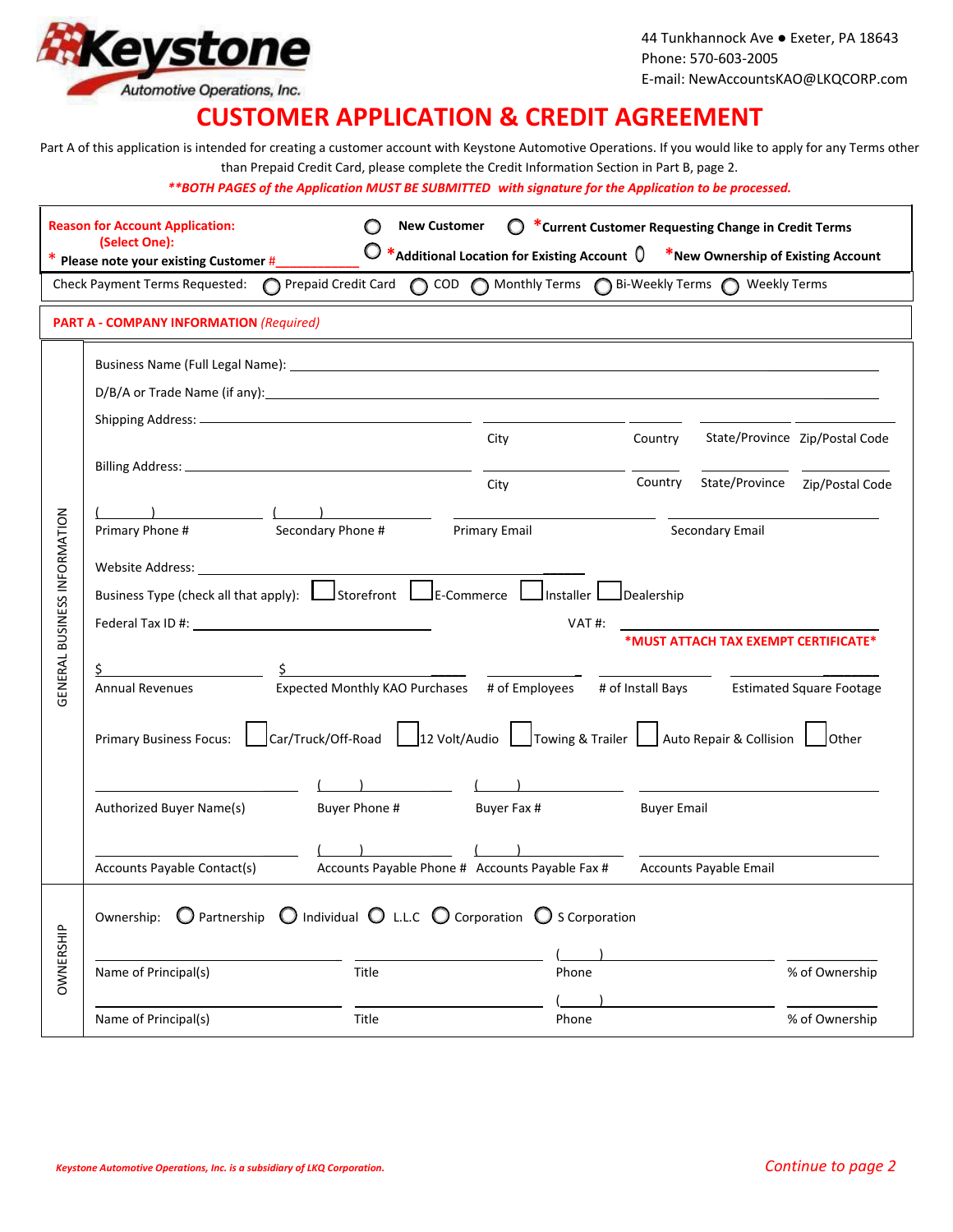Keystone Automotive Operations, Inc.

44 Tunkhannock Ave ● Exeter, PA 18643
Phone: 570-603-2005
E-mail: NewAccountsKAO@LKQCORP.com

# CUSTOMER APPLICATION & CREDIT AGREEMENT

Part A of this application is intended for creating a customer account with Keystone Automotive Operations. If you would like to apply for any Terms other than Prepaid Credit Card, please complete the Credit Information Section in Part B, page 2.

***\*\*BOTH PAGES of the Application MUST BE SUBMITTED with signature for the Application to be processed.***

**Reason for Account Application: (Select One):**
**\* Please note your existing Customer #\_\_\_\_\_\_\_\_\_\_\_\_**

- ○ New Customer
- ○ \*Current Customer Requesting Change in Credit Terms
- ○ \*Additional Location for Existing Account
- ○ \*New Ownership of Existing Account

Check Payment Terms Requested: ○ Prepaid Credit Card ○ COD ○ Monthly Terms ○ Bi-Weekly Terms ○ Weekly Terms

## PART A - COMPANY INFORMATION *(Required)*

### GENERAL BUSINESS INFORMATION

Business Name (Full Legal Name): \_\_\_\_\_\_\_\_\_\_\_\_\_\_\_\_\_\_\_\_\_\_\_\_\_\_\_\_\_\_\_\_

D/B/A or Trade Name (if any): \_\_\_\_\_\_\_\_\_\_\_\_\_\_\_\_\_\_\_\_\_\_\_\_\_\_\_\_\_\_\_\_

Shipping Address: \_\_\_\_\_\_\_\_\_\_\_\_\_\_\_\_ City \_\_\_\_\_\_\_\_ Country \_\_\_\_\_\_ State/Province \_\_\_\_\_\_ Zip/Postal Code \_\_\_\_\_\_

Billing Address: \_\_\_\_\_\_\_\_\_\_\_\_\_\_\_\_ City \_\_\_\_\_\_\_\_ Country \_\_\_\_\_\_ State/Province \_\_\_\_\_\_ Zip/Postal Code \_\_\_\_\_\_

( ) \_\_\_\_\_\_ Primary Phone # | ( ) \_\_\_\_\_\_ Secondary Phone # | \_\_\_\_\_\_ Primary Email | \_\_\_\_\_\_ Secondary Email

Website Address: \_\_\_\_\_\_\_\_\_\_\_\_\_\_\_\_\_\_\_\_\_\_\_\_

Business Type (check all that apply): ☐ Storefront ☐ E-Commerce ☐ Installer ☐ Dealership

Federal Tax ID #: \_\_\_\_\_\_\_\_\_\_\_\_\_\_\_\_ VAT #: \_\_\_\_\_\_\_\_\_\_\_\_\_\_\_\_

***MUST ATTACH TAX EXEMPT CERTIFICATE***

$ \_\_\_\_\_\_ Annual Revenues | $ \_\_\_\_\_\_ Expected Monthly KAO Purchases | \_\_\_\_\_\_ # of Employees | \_\_\_\_\_\_ # of Install Bays | \_\_\_\_\_\_ Estimated Square Footage

Primary Business Focus: ☐ Car/Truck/Off-Road ☐ 12 Volt/Audio ☐ Towing & Trailer ☐ Auto Repair & Collision ☐ Other

\_\_\_\_\_\_ Authorized Buyer Name(s) | ( ) \_\_\_\_\_\_ Buyer Phone # | ( ) \_\_\_\_\_\_ Buyer Fax # | \_\_\_\_\_\_ Buyer Email

\_\_\_\_\_\_ Accounts Payable Contact(s) | ( ) \_\_\_\_\_\_ Accounts Payable Phone # | ( ) \_\_\_\_\_\_ Accounts Payable Fax # | \_\_\_\_\_\_ Accounts Payable Email

### OWNERSHIP

Ownership: ○ Partnership ○ Individual ○ L.L.C ○ Corporation ○ S Corporation

| Name of Principal(s) | Title | Phone | % of Ownership |
|---|---|---|---|
| | | ( ) | |
| | | ( ) | |

*Keystone Automotive Operations, Inc. is a subsidiary of LKQ Corporation.*

*Continue to page 2*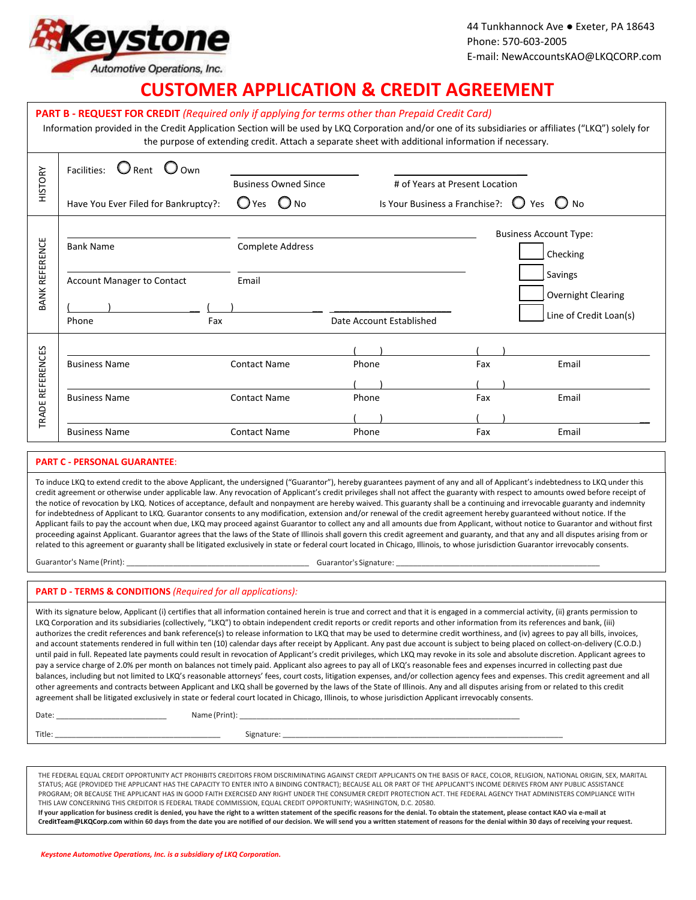Keystone Automotive Operations, Inc.

44 Tunkhannock Ave ● Exeter, PA 18643
Phone: 570-603-2005
E-mail: NewAccountsKAO@LKQCORP.com

# CUSTOMER APPLICATION & CREDIT AGREEMENT

## PART B - REQUEST FOR CREDIT *(Required only if applying for terms other than Prepaid Credit Card)*

Information provided in the Credit Application Section will be used by LKQ Corporation and/or one of its subsidiaries or affiliates ("LKQ") solely for the purpose of extending credit. Attach a separate sheet with additional information if necessary.

### HISTORY

Facilities: ○ Rent ○ Own

Business Owned Since: ____________

# of Years at Present Location: ____________

Have You Ever Filed for Bankruptcy?: ○ Yes ○ No

Is Your Business a Franchise?: ○ Yes ○ No

### BANK REFERENCE

Bank Name: ____________

Complete Address: ____________

Account Manager to Contact: ____________

Email: ____________

Phone: (     ) ____________

Fax: (     ) ____________

Date Account Established: ____________

Business Account Type:

☐ Checking
☐ Savings
☐ Overnight Clearing
☐ Line of Credit Loan(s)

### TRADE REFERENCES

| Business Name | Contact Name | Phone | Fax | Email |
|---|---|---|---|---|
| | | (     ) | (     ) | |
| | | (     ) | (     ) | |
| | | (     ) | (     ) | |

## PART C - PERSONAL GUARANTEE:

To induce LKQ to extend credit to the above Applicant, the undersigned ("Guarantor"), hereby guarantees payment of any and all of Applicant's indebtedness to LKQ under this credit agreement or otherwise under applicable law. Any revocation of Applicant's credit privileges shall not affect the guaranty with respect to amounts owed before receipt of the notice of revocation by LKQ. Notices of acceptance, default and nonpayment are hereby waived. This guaranty shall be a continuing and irrevocable guaranty and indemnity for indebtedness of Applicant to LKQ. Guarantor consents to any modification, extension and/or renewal of the credit agreement hereby guaranteed without notice. If the Applicant fails to pay the account when due, LKQ may proceed against Guarantor to collect any and all amounts due from Applicant, without notice to Guarantor and without first proceeding against Applicant. Guarantor agrees that the laws of the State of Illinois shall govern this credit agreement and guaranty, and that any and all disputes arising from or related to this agreement or guaranty shall be litigated exclusively in state or federal court located in Chicago, Illinois, to whose jurisdiction Guarantor irrevocably consents.

Guarantor's Name (Print): ____________ Guarantor's Signature: ____________

## PART D - TERMS & CONDITIONS *(Required for all applications):*

With its signature below, Applicant (i) certifies that all information contained herein is true and correct and that it is engaged in a commercial activity, (ii) grants permission to LKQ Corporation and its subsidiaries (collectively, "LKQ") to obtain independent credit reports or credit reports and other information from its references and bank, (iii) authorizes the credit references and bank reference(s) to release information to LKQ that may be used to determine credit worthiness, and (iv) agrees to pay all bills, invoices, and account statements rendered in full within ten (10) calendar days after receipt by Applicant. Any past due account is subject to being placed on collect-on-delivery (C.O.D.) until paid in full. Repeated late payments could result in revocation of Applicant's credit privileges, which LKQ may revoke in its sole and absolute discretion. Applicant agrees to pay a service charge of 2.0% per month on balances not timely paid. Applicant also agrees to pay all of LKQ's reasonable fees and expenses incurred in collecting past due balances, including but not limited to LKQ's reasonable attorneys' fees, court costs, litigation expenses, and/or collection agency fees and expenses. This credit agreement and all other agreements and contracts between Applicant and LKQ shall be governed by the laws of the State of Illinois. Any and all disputes arising from or related to this credit agreement shall be litigated exclusively in state or federal court located in Chicago, Illinois, to whose jurisdiction Applicant irrevocably consents.

Date: ____________ Name (Print): ____________

Title: ____________ Signature: ____________

THE FEDERAL EQUAL CREDIT OPPORTUNITY ACT PROHIBITS CREDITORS FROM DISCRIMINATING AGAINST CREDIT APPLICANTS ON THE BASIS OF RACE, COLOR, RELIGION, NATIONAL ORIGIN, SEX, MARITAL STATUS; AGE (PROVIDED THE APPLICANT HAS THE CAPACITY TO ENTER INTO A BINDING CONTRACT); BECAUSE ALL OR PART OF THE APPLICANT'S INCOME DERIVES FROM ANY PUBLIC ASSISTANCE PROGRAM; OR BECAUSE THE APPLICANT HAS IN GOOD FAITH EXERCISED ANY RIGHT UNDER THE CONSUMER CREDIT PROTECTION ACT. THE FEDERAL AGENCY THAT ADMINISTERS COMPLIANCE WITH THIS LAW CONCERNING THIS CREDITOR IS FEDERAL TRADE COMMISSION, EQUAL CREDIT OPPORTUNITY; WASHINGTON, D.C. 20580.

**If your application for business credit is denied, you have the right to a written statement of the specific reasons for the denial. To obtain the statement, please contact KAO via e-mail at CreditTeam@LKQCorp.com within 60 days from the date you are notified of our decision. We will send you a written statement of reasons for the denial within 30 days of receiving your request.**

*Keystone Automotive Operations, Inc. is a subsidiary of LKQ Corporation.*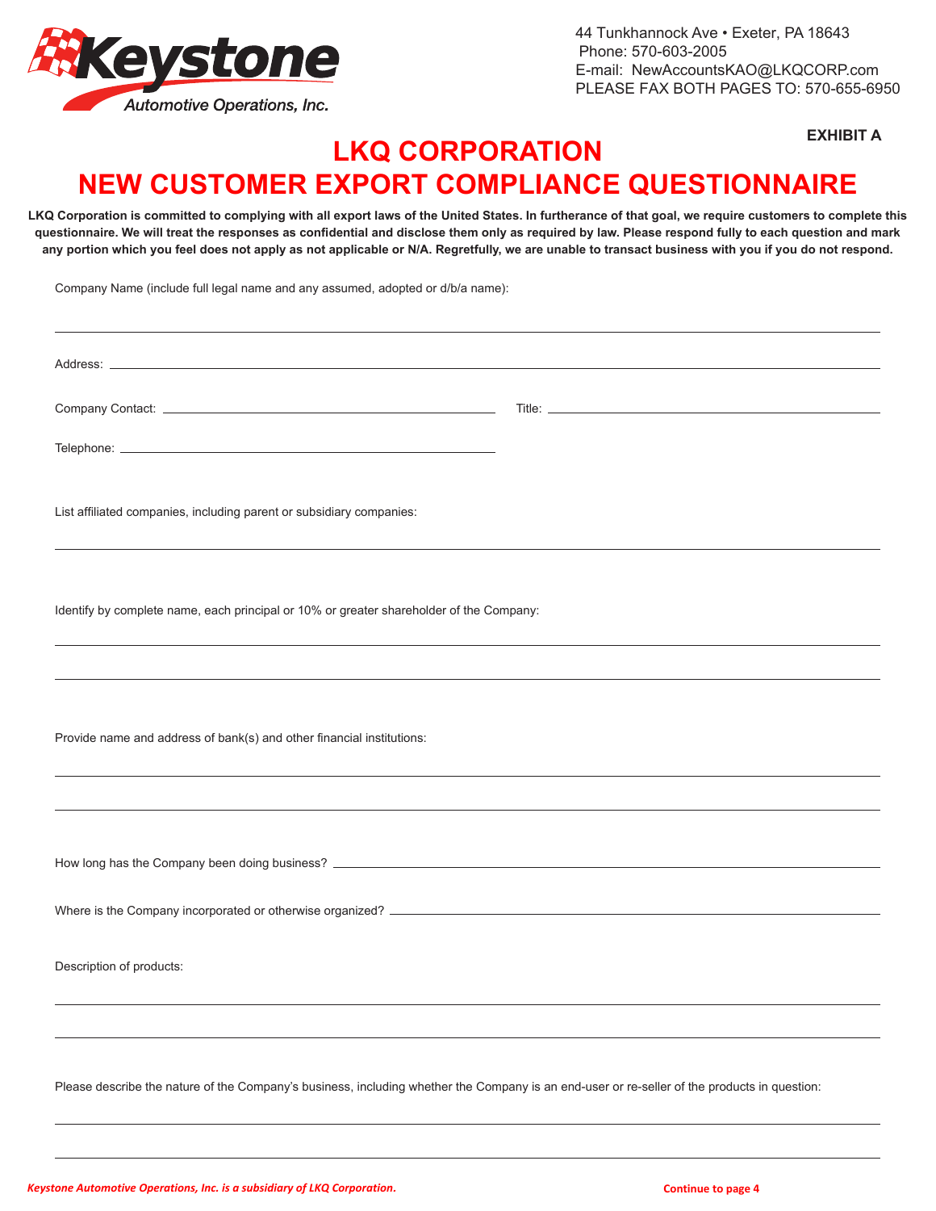44 Tunkhannock Ave • Exeter, PA 18643
Phone: 570-603-2005
E-mail: NewAccountsKAO@LKQCORP.com
PLEASE FAX BOTH PAGES TO: 570-655-6950

Keystone Automotive Operations, Inc.

**EXHIBIT A**

# LKQ CORPORATION
# NEW CUSTOMER EXPORT COMPLIANCE QUESTIONNAIRE

**LKQ Corporation is committed to complying with all export laws of the United States. In furtherance of that goal, we require customers to complete this questionnaire. We will treat the responses as confidential and disclose them only as required by law. Please respond fully to each question and mark any portion which you feel does not apply as not applicable or N/A. Regretfully, we are unable to transact business with you if you do not respond.**

Company Name (include full legal name and any assumed, adopted or d/b/a name):

______________________________________________

Address: ______________________________________________

Company Contact: ______________________ Title: ______________________

Telephone: ______________________

List affiliated companies, including parent or subsidiary companies:

______________________________________________

Identify by complete name, each principal or 10% or greater shareholder of the Company:

______________________________________________

______________________________________________

Provide name and address of bank(s) and other financial institutions:

______________________________________________

______________________________________________

How long has the Company been doing business? ______________________

Where is the Company incorporated or otherwise organized? ______________________

Description of products:

______________________________________________

______________________________________________

Please describe the nature of the Company's business, including whether the Company is an end-user or re-seller of the products in question:

______________________________________________

______________________________________________

*Keystone Automotive Operations, Inc. is a subsidiary of LKQ Corporation.*

**Continue to page 4**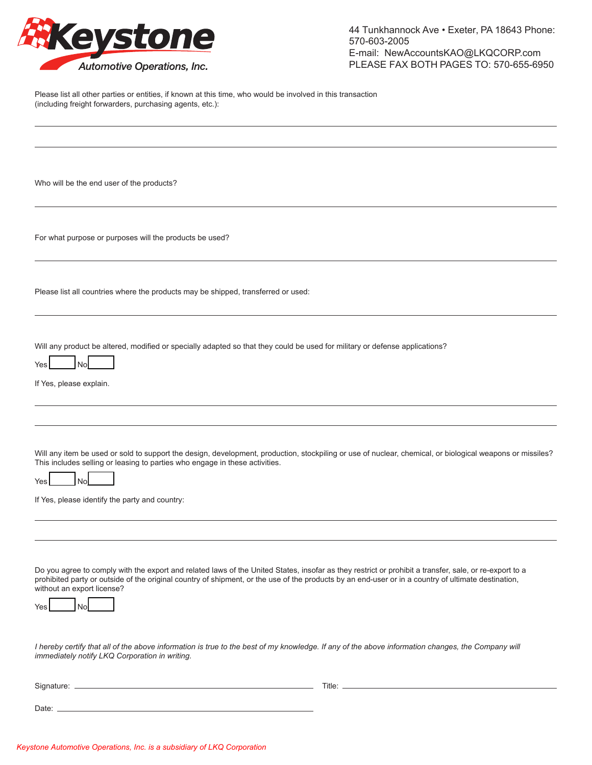Keystone Automotive Operations, Inc.

44 Tunkhannock Ave • Exeter, PA 18643 Phone: 570-603-2005
E-mail: NewAccountsKAO@LKQCORP.com
PLEASE FAX BOTH PAGES TO: 570-655-6950

Please list all other parties or entities, if known at this time, who would be involved in this transaction (including freight forwarders, purchasing agents, etc.):

\_\_\_\_\_\_\_\_\_\_\_\_\_\_\_\_\_\_\_\_\_\_\_\_\_\_\_\_\_\_\_\_\_\_\_\_\_\_\_\_

\_\_\_\_\_\_\_\_\_\_\_\_\_\_\_\_\_\_\_\_\_\_\_\_\_\_\_\_\_\_\_\_\_\_\_\_\_\_\_\_

Who will be the end user of the products?

\_\_\_\_\_\_\_\_\_\_\_\_\_\_\_\_\_\_\_\_\_\_\_\_\_\_\_\_\_\_\_\_\_\_\_\_\_\_\_\_

For what purpose or purposes will the products be used?

\_\_\_\_\_\_\_\_\_\_\_\_\_\_\_\_\_\_\_\_\_\_\_\_\_\_\_\_\_\_\_\_\_\_\_\_\_\_\_\_

Please list all countries where the products may be shipped, transferred or used:

\_\_\_\_\_\_\_\_\_\_\_\_\_\_\_\_\_\_\_\_\_\_\_\_\_\_\_\_\_\_\_\_\_\_\_\_\_\_\_\_

Will any product be altered, modified or specially adapted so that they could be used for military or defense applications?

Yes ☐ No ☐

If Yes, please explain.

\_\_\_\_\_\_\_\_\_\_\_\_\_\_\_\_\_\_\_\_\_\_\_\_\_\_\_\_\_\_\_\_\_\_\_\_\_\_\_\_

\_\_\_\_\_\_\_\_\_\_\_\_\_\_\_\_\_\_\_\_\_\_\_\_\_\_\_\_\_\_\_\_\_\_\_\_\_\_\_\_

Will any item be used or sold to support the design, development, production, stockpiling or use of nuclear, chemical, or biological weapons or missiles? This includes selling or leasing to parties who engage in these activities.

Yes ☐ No ☐

If Yes, please identify the party and country:

\_\_\_\_\_\_\_\_\_\_\_\_\_\_\_\_\_\_\_\_\_\_\_\_\_\_\_\_\_\_\_\_\_\_\_\_\_\_\_\_

\_\_\_\_\_\_\_\_\_\_\_\_\_\_\_\_\_\_\_\_\_\_\_\_\_\_\_\_\_\_\_\_\_\_\_\_\_\_\_\_

Do you agree to comply with the export and related laws of the United States, insofar as they restrict or prohibit a transfer, sale, or re-export to a prohibited party or outside of the original country of shipment, or the use of the products by an end-user or in a country of ultimate destination, without an export license?

Yes ☐ No ☐

*I hereby certify that all of the above information is true to the best of my knowledge. If any of the above information changes, the Company will immediately notify LKQ Corporation in writing.*

Signature: \_\_\_\_\_\_\_\_\_\_\_\_\_\_\_\_\_\_\_\_\_\_\_\_\_\_ Title: \_\_\_\_\_\_\_\_\_\_\_\_\_\_\_\_\_\_\_\_\_\_\_\_\_\_

Date: \_\_\_\_\_\_\_\_\_\_\_\_\_\_\_\_\_\_\_\_\_\_\_\_\_\_

*Keystone Automotive Operations, Inc. is a subsidiary of LKQ Corporation*